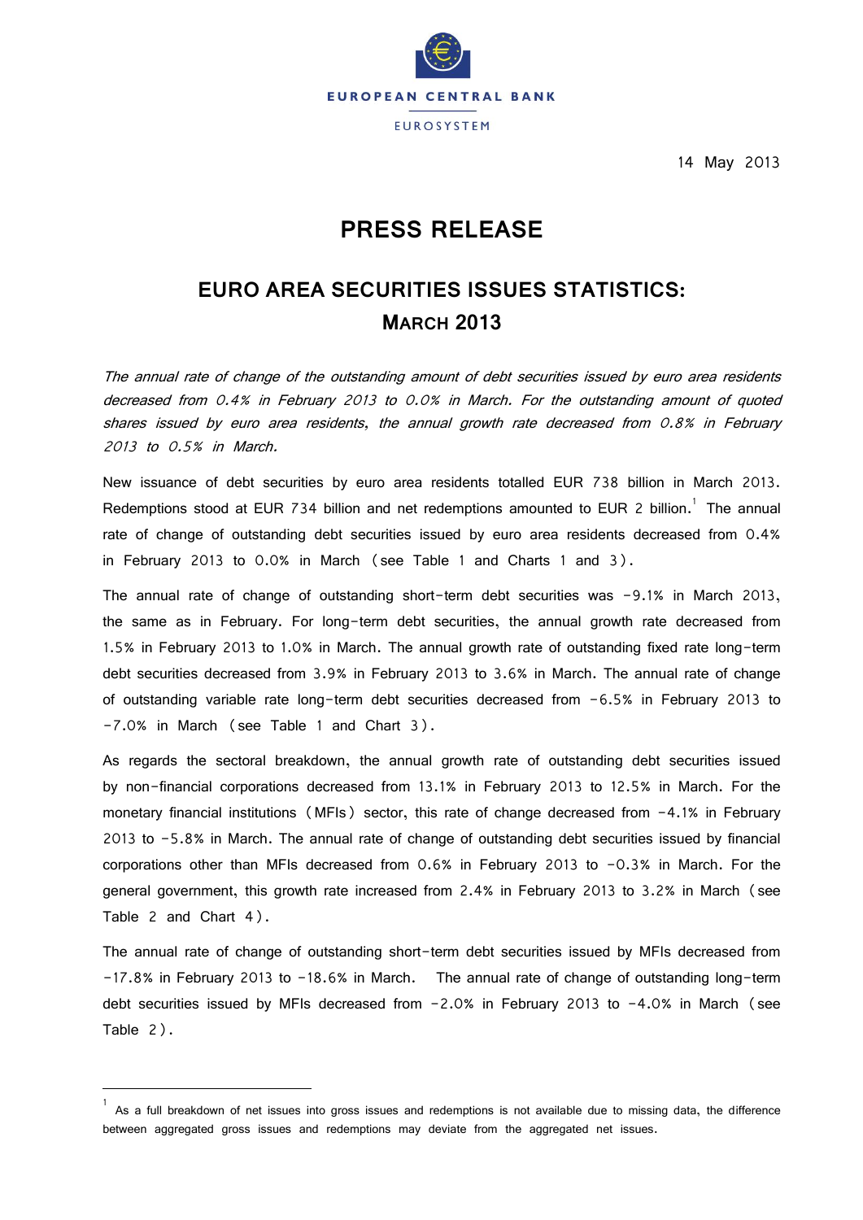EUROPEAN CENTRAL BANK

EUROSYSTEM

14 May 2013

# PRESS RELEASE

## EURO AREA SECURITIES ISSUES STATISTICS: MARCH 2013

*The annual rate of change of the outstanding amount of debt securities issued by euro area residents decreased from 0.4% in February 2013 to 0.0% in March. For the outstanding amount of quoted shares issued by euro area residents, the annual growth rate decreased from 0.8% in February 2013 to 0.5% in March.*

New issuance of debt securities by euro area residents totalled EUR 738 billion in March 2013. Redemptions stood at EUR 734 billion and net redemptions amounted to EUR 2 billion.[1] The annual rate of change of outstanding debt securities issued by euro area residents decreased from 0.4% in February 2013 to 0.0% in March (see Table 1 and Charts 1 and 3).

The annual rate of change of outstanding short-term debt securities was -9.1% in March 2013, the same as in February. For long-term debt securities, the annual growth rate decreased from 1.5% in February 2013 to 1.0% in March. The annual growth rate of outstanding fixed rate long-term debt securities decreased from 3.9% in February 2013 to 3.6% in March. The annual rate of change of outstanding variable rate long-term debt securities decreased from -6.5% in February 2013 to -7.0% in March (see Table 1 and Chart 3).

As regards the sectoral breakdown, the annual growth rate of outstanding debt securities issued by non-financial corporations decreased from 13.1% in February 2013 to 12.5% in March. For the monetary financial institutions (MFIs) sector, this rate of change decreased from -4.1% in February 2013 to -5.8% in March. The annual rate of change of outstanding debt securities issued by financial corporations other than MFIs decreased from 0.6% in February 2013 to -0.3% in March. For the general government, this growth rate increased from 2.4% in February 2013 to 3.2% in March (see Table 2 and Chart 4).

The annual rate of change of outstanding short-term debt securities issued by MFIs decreased from -17.8% in February 2013 to -18.6% in March. The annual rate of change of outstanding long-term debt securities issued by MFIs decreased from -2.0% in February 2013 to -4.0% in March (see Table 2).

[1] As a full breakdown of net issues into gross issues and redemptions is not available due to missing data, the difference between aggregated gross issues and redemptions may deviate from the aggregated net issues.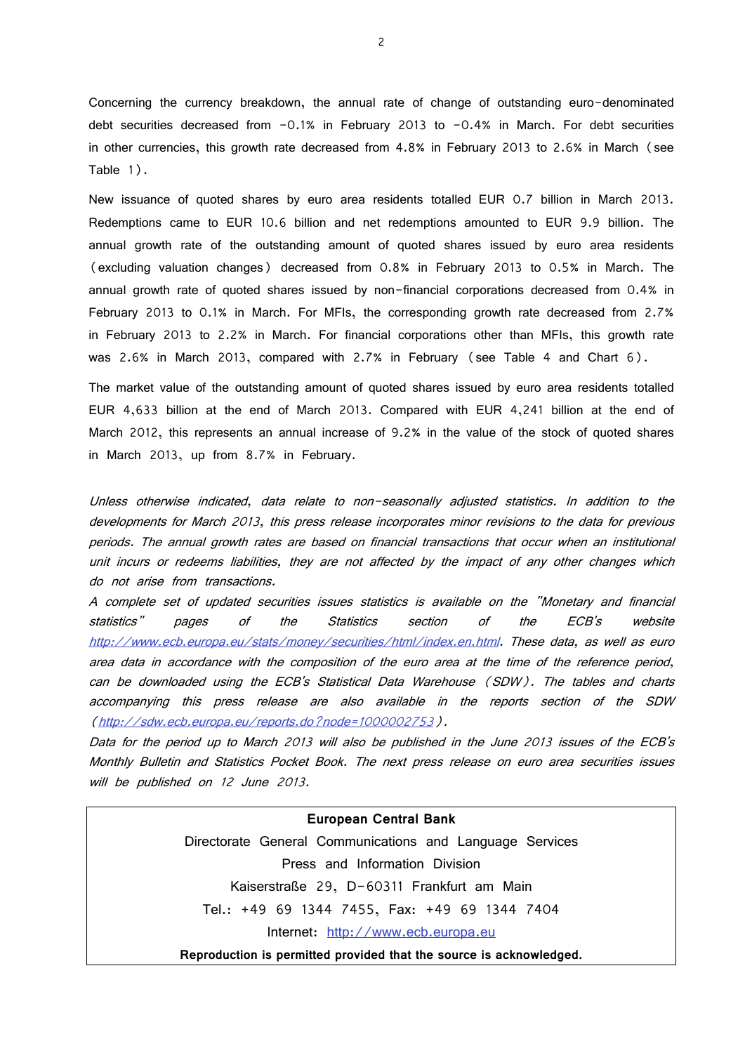Concerning the currency breakdown, the annual rate of change of outstanding euro-denominated debt securities decreased from -0.1% in February 2013 to -0.4% in March. For debt securities in other currencies, this growth rate decreased from 4.8% in February 2013 to 2.6% in March (see Table 1).

New issuance of quoted shares by euro area residents totalled EUR 0.7 billion in March 2013. Redemptions came to EUR 10.6 billion and net redemptions amounted to EUR 9.9 billion. The annual growth rate of the outstanding amount of quoted shares issued by euro area residents (excluding valuation changes) decreased from 0.8% in February 2013 to 0.5% in March. The annual growth rate of quoted shares issued by non-financial corporations decreased from 0.4% in February 2013 to 0.1% in March. For MFIs, the corresponding growth rate decreased from 2.7% in February 2013 to 2.2% in March. For financial corporations other than MFIs, this growth rate was 2.6% in March 2013, compared with 2.7% in February (see Table 4 and Chart 6).

The market value of the outstanding amount of quoted shares issued by euro area residents totalled EUR 4,633 billion at the end of March 2013. Compared with EUR 4,241 billion at the end of March 2012, this represents an annual increase of 9.2% in the value of the stock of quoted shares in March 2013, up from 8.7% in February.

*Unless otherwise indicated, data relate to non-seasonally adjusted statistics. In addition to the developments for March 2013, this press release incorporates minor revisions to the data for previous periods. The annual growth rates are based on financial transactions that occur when an institutional unit incurs or redeems liabilities, they are not affected by the impact of any other changes which do not arise from transactions.*

*A complete set of updated securities issues statistics is available on the "Monetary and financial statistics" pages of the Statistics section of the ECB's website [http://www.ecb.europa.eu/stats/money/securities/html/index.en.html](http://www.ecb.europa.eu/stats/money/securities/html/index.en.html). These data, as well as euro area data in accordance with the composition of the euro area at the time of the reference period, can be downloaded using the ECB's Statistical Data Warehouse (SDW). The tables and charts accompanying this press release are also available in the reports section of the SDW ([http://sdw.ecb.europa.eu/reports.do?node=1000002753](http://sdw.ecb.europa.eu/reports.do?node=1000002753)).*

*Data for the period up to March 2013 will also be published in the June 2013 issues of the ECB's Monthly Bulletin and Statistics Pocket Book. The next press release on euro area securities issues will be published on 12 June 2013.*

**European Central Bank**

Directorate General Communications and Language Services

Press and Information Division

Kaiserstraße 29, D-60311 Frankfurt am Main

Tel.: +49 69 1344 7455, Fax: +49 69 1344 7404

Internet: [http://www.ecb.europa.eu](http://www.ecb.europa.eu)

**Reproduction is permitted provided that the source is acknowledged.**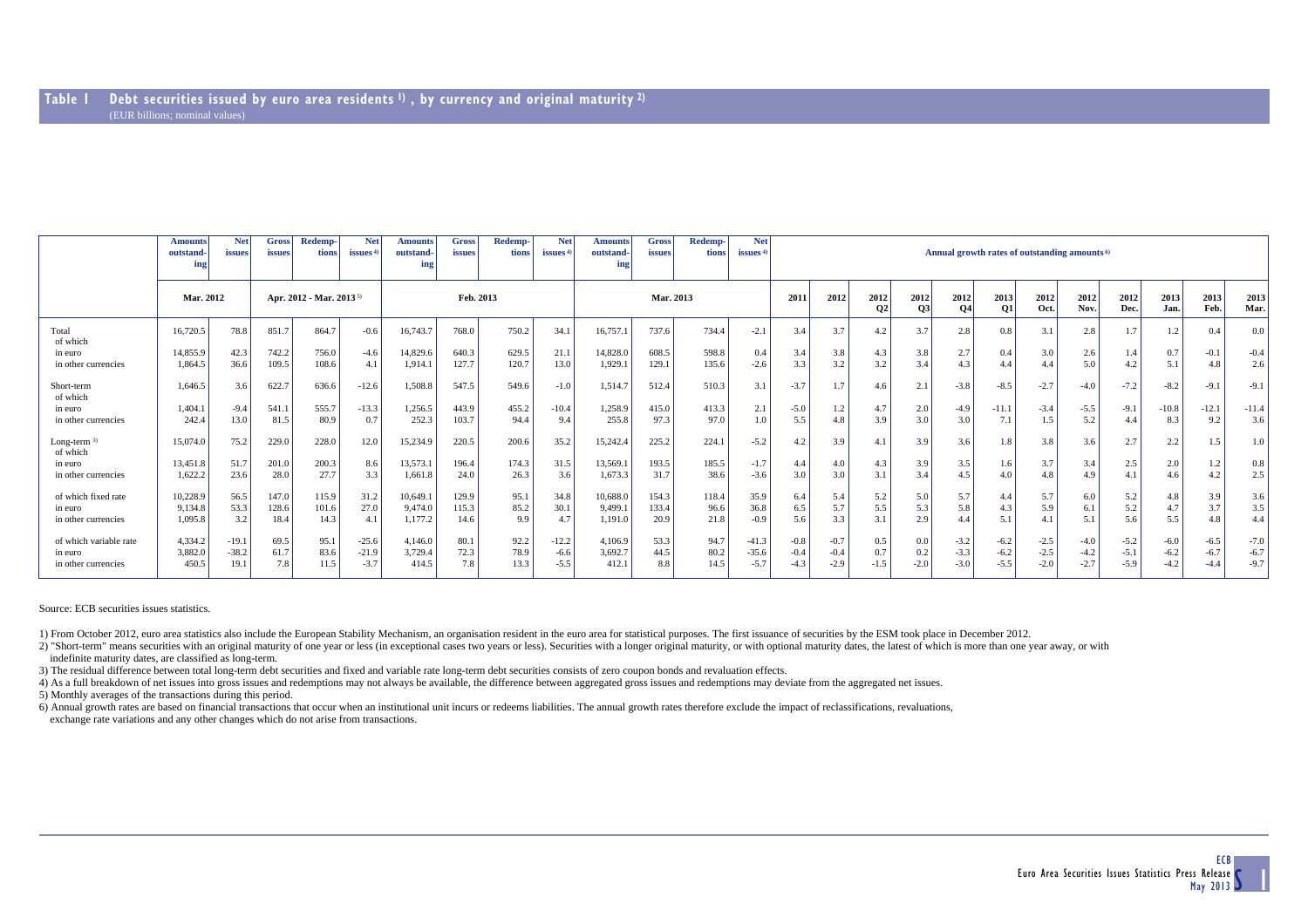## Table 1 Debt securities issued by euro area residents [1], by currency and original maturity [2]

(EUR billions; nominal values)

| | Amounts outstanding | Net issues | Gross issues | Redemptions | Net issues [4] | Amounts outstanding | Gross issues | Redemptions | Net issues [4] | Amounts outstanding | Gross issues | Redemptions | Net issues [4] | Annual growth rates of outstanding amounts [6] | | | | | | | | | | | |
|---|---|---|---|---|---|---|---|---|---|---|---|---|---|---|---|---|---|---|---|---|---|---|---|---|---|
| | Mar. 2012 | | Apr. 2012 - Mar. 2013 [5] | | | Feb. 2013 | | | | Mar. 2013 | | | | 2011 | 2012 | 2012 Q2 | 2012 Q3 | 2012 Q4 | 2013 Q1 | 2012 Oct. | 2012 Nov. | 2012 Dec. | 2013 Jan. | 2013 Feb. | 2013 Mar. |
| Total | 16,720.5 | 78.8 | 851.7 | 864.7 | -0.6 | 16,743.7 | 768.0 | 750.2 | 34.1 | 16,757.1 | 737.6 | 734.4 | -2.1 | 3.4 | 3.7 | 4.2 | 3.7 | 2.8 | 0.8 | 3.1 | 2.8 | 1.7 | 1.2 | 0.4 | 0.0 |
| of which | | | | | | | | | | | | | | | | | | | | | | | | | |
| in euro | 14,855.9 | 42.3 | 742.2 | 756.0 | -4.6 | 14,829.6 | 640.3 | 629.5 | 21.1 | 14,828.0 | 608.5 | 598.8 | 0.4 | 3.4 | 3.8 | 4.3 | 3.8 | 2.7 | 0.4 | 3.0 | 2.6 | 1.4 | 0.7 | -0.1 | -0.4 |
| in other currencies | 1,864.5 | 36.6 | 109.5 | 108.6 | 4.1 | 1,914.1 | 127.7 | 120.7 | 13.0 | 1,929.1 | 129.1 | 135.6 | -2.6 | 3.3 | 3.2 | 3.2 | 3.4 | 4.3 | 4.4 | 4.4 | 5.0 | 4.2 | 5.1 | 4.8 | 2.6 |
| Short-term | 1,646.5 | 3.6 | 622.7 | 636.6 | -12.6 | 1,508.8 | 547.5 | 549.6 | -1.0 | 1,514.7 | 512.4 | 510.3 | 3.1 | -3.7 | 1.7 | 4.6 | 2.1 | -3.8 | -8.5 | -2.7 | -4.0 | -7.2 | -8.2 | -9.1 | -9.1 |
| of which | | | | | | | | | | | | | | | | | | | | | | | | | |
| in euro | 1,404.1 | -9.4 | 541.1 | 555.7 | -13.3 | 1,256.5 | 443.9 | 455.2 | -10.4 | 1,258.9 | 415.0 | 413.3 | 2.1 | -5.0 | 1.2 | 4.7 | 2.0 | -4.9 | -11.1 | -3.4 | -5.5 | -9.1 | -10.8 | -12.1 | -11.4 |
| in other currencies | 242.4 | 13.0 | 81.5 | 80.9 | 0.7 | 252.3 | 103.7 | 94.4 | 9.4 | 255.8 | 97.3 | 97.0 | 1.0 | 5.5 | 4.8 | 3.9 | 3.0 | 3.0 | 7.1 | 1.5 | 5.2 | 4.4 | 8.3 | 9.2 | 3.6 |
| Long-term [3] | 15,074.0 | 75.2 | 229.0 | 228.0 | 12.0 | 15,234.9 | 220.5 | 200.6 | 35.2 | 15,242.4 | 225.2 | 224.1 | -5.2 | 4.2 | 3.9 | 4.1 | 3.9 | 3.6 | 1.8 | 3.8 | 3.6 | 2.7 | 2.2 | 1.5 | 1.0 |
| of which | | | | | | | | | | | | | | | | | | | | | | | | | |
| in euro | 13,451.8 | 51.7 | 201.0 | 200.3 | 8.6 | 13,573.1 | 196.4 | 174.3 | 31.5 | 13,569.1 | 193.5 | 185.5 | -1.7 | 4.4 | 4.0 | 4.3 | 3.9 | 3.5 | 1.6 | 3.7 | 3.4 | 2.5 | 2.0 | 1.2 | 0.8 |
| in other currencies | 1,622.2 | 23.6 | 28.0 | 27.7 | 3.3 | 1,661.8 | 24.0 | 26.3 | 3.6 | 1,673.3 | 31.7 | 38.6 | -3.6 | 3.0 | 3.0 | 3.1 | 3.4 | 4.5 | 4.0 | 4.8 | 4.9 | 4.1 | 4.6 | 4.2 | 2.5 |
| of which fixed rate | 10,228.9 | 56.5 | 147.0 | 115.9 | 31.2 | 10,649.1 | 129.9 | 95.1 | 34.8 | 10,688.0 | 154.3 | 118.4 | 35.9 | 6.4 | 5.4 | 5.2 | 5.0 | 5.7 | 4.4 | 5.7 | 6.0 | 5.2 | 4.8 | 3.9 | 3.6 |
| in euro | 9,134.8 | 53.3 | 128.6 | 101.6 | 27.0 | 9,474.0 | 115.3 | 85.2 | 30.1 | 9,499.1 | 133.4 | 96.6 | 36.8 | 6.5 | 5.7 | 5.5 | 5.3 | 5.8 | 4.3 | 5.9 | 6.1 | 5.2 | 4.7 | 3.7 | 3.5 |
| in other currencies | 1,095.8 | 3.2 | 18.4 | 14.3 | 4.1 | 1,177.2 | 14.6 | 9.9 | 4.7 | 1,191.0 | 20.9 | 21.8 | -0.9 | 5.6 | 3.3 | 3.1 | 2.9 | 4.4 | 5.1 | 4.1 | 5.1 | 5.6 | 5.5 | 4.8 | 4.4 |
| of which variable rate | 4,334.2 | -19.1 | 69.5 | 95.1 | -25.6 | 4,146.0 | 80.1 | 92.2 | -12.2 | 4,106.9 | 53.3 | 94.7 | -41.3 | -0.8 | -0.7 | 0.5 | 0.0 | -3.2 | -6.2 | -2.5 | -4.0 | -5.2 | -6.0 | -6.5 | -7.0 |
| in euro | 3,882.0 | -38.2 | 61.7 | 83.6 | -21.9 | 3,729.4 | 72.3 | 78.9 | -6.6 | 3,692.7 | 44.5 | 80.2 | -35.6 | -0.4 | -0.4 | 0.7 | 0.2 | -3.3 | -6.2 | -2.5 | -4.2 | -5.1 | -6.2 | -6.7 | -6.7 |
| in other currencies | 450.5 | 19.1 | 7.8 | 11.5 | -3.7 | 414.5 | 7.8 | 13.3 | -5.5 | 412.1 | 8.8 | 14.5 | -5.7 | -4.3 | -2.9 | -1.5 | -2.0 | -3.0 | -5.5 | -2.0 | -2.7 | -5.9 | -4.2 | -4.4 | -9.7 |

Source: ECB securities issues statistics.

1) From October 2012, euro area statistics also include the European Stability Mechanism, an organisation resident in the euro area for statistical purposes. The first issuance of securities by the ESM took place in December 2012.

2) "Short-term" means securities with an original maturity of one year or less (in exceptional cases two years or less). Securities with a longer original maturity, or with optional maturity dates, the latest of which is more than one year away, or with indefinite maturity dates, are classified as long-term.

3) The residual difference between total long-term debt securities and fixed and variable rate long-term debt securities consists of zero coupon bonds and revaluation effects.

4) As a full breakdown of net issues into gross issues and redemptions may not always be available, the difference between aggregated gross issues and redemptions may deviate from the aggregated net issues.

5) Monthly averages of the transactions during this period.

6) Annual growth rates are based on financial transactions that occur when an institutional unit incurs or redeems liabilities. The annual growth rates therefore exclude the impact of reclassifications, revaluations, exchange rate variations and any other changes which do not arise from transactions.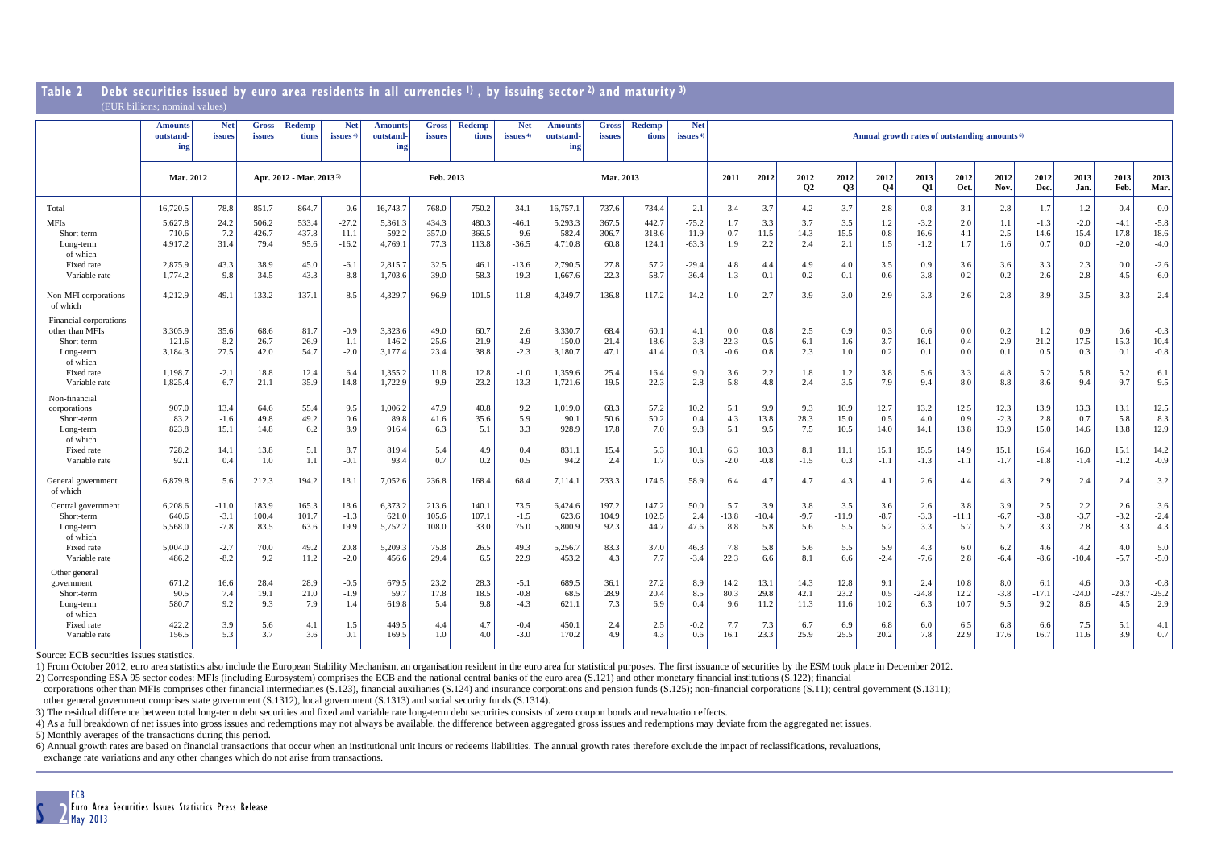## Table 2 Debt securities issued by euro area residents in all currencies [1], by issuing sector [2] and maturity [3]

(EUR billions; nominal values)

| | Amounts outstanding | Net issues | Gross issues | Redemptions | Net issues [4] | Amounts outstanding | Gross issues | Redemptions | Net issues [4] | Amounts outstanding | Gross issues | Redemptions | Net issues [4] | Annual growth rates of outstanding amounts [6] | | | | | | | | | | | |
|---|---|---|---|---|---|---|---|---|---|---|---|---|---|---|---|---|---|---|---|---|---|---|---|---|---|
| | Mar. 2012 | | Apr. 2012 - Mar. 2013 [5] | | | Feb. 2013 | | | | Mar. 2013 | | | | 2011 | 2012 | 2012 Q2 | 2012 Q3 | 2012 Q4 | 2013 Q1 | 2012 Oct. | 2012 Nov. | 2012 Dec. | 2013 Jan. | 2013 Feb. | 2013 Mar. |
| Total | 16,720.5 | 78.8 | 851.7 | 864.7 | -0.6 | 16,743.7 | 768.0 | 750.2 | 34.1 | 16,757.1 | 737.6 | 734.4 | -2.1 | 3.4 | 3.7 | 4.2 | 3.7 | 2.8 | 0.8 | 3.1 | 2.8 | 1.7 | 1.2 | 0.4 | 0.0 |
| MFIs | 5,627.8 | 24.2 | 506.2 | 533.4 | -27.2 | 5,361.3 | 434.3 | 480.3 | -46.1 | 5,293.3 | 367.5 | 442.7 | -75.2 | 1.7 | 3.3 | 3.7 | 3.5 | 1.2 | -3.2 | 2.0 | 1.1 | -1.3 | -2.0 | -4.1 | -5.8 |
| Short-term | 710.6 | -7.2 | 426.7 | 437.8 | -11.1 | 592.2 | 357.0 | 366.5 | -9.6 | 582.4 | 306.7 | 318.6 | -11.9 | 0.7 | 11.5 | 14.3 | 15.5 | -0.8 | -16.6 | 4.1 | -2.5 | -14.6 | -15.4 | -17.8 | -18.6 |
| Long-term | 4,917.2 | 31.4 | 79.4 | 95.6 | -16.2 | 4,769.1 | 77.3 | 113.8 | -36.5 | 4,710.8 | 60.8 | 124.1 | -63.3 | 1.9 | 2.2 | 2.4 | 2.1 | 1.5 | -1.2 | 1.7 | 1.6 | 0.7 | 0.0 | -2.0 | -4.0 |
| of which | | | | | | | | | | | | | | | | | | | | | | | | | |
| Fixed rate | 2,875.9 | 43.3 | 38.9 | 45.0 | -6.1 | 2,815.7 | 32.5 | 46.1 | -13.6 | 2,790.5 | 27.8 | 57.2 | -29.4 | 4.8 | 4.4 | 4.9 | 4.0 | 3.5 | 0.9 | 3.6 | 3.6 | 3.3 | 2.3 | 0.0 | -2.6 |
| Variable rate | 1,774.2 | -9.8 | 34.5 | 43.3 | -8.8 | 1,703.6 | 39.0 | 58.3 | -19.3 | 1,667.6 | 22.3 | 58.7 | -36.4 | -1.3 | -0.1 | -0.2 | -0.1 | -0.6 | -3.8 | -0.2 | -0.2 | -2.6 | -2.8 | -4.5 | -6.0 |
| Non-MFI corporations of which | 4,212.9 | 49.1 | 133.2 | 137.1 | 8.5 | 4,329.7 | 96.9 | 101.5 | 11.8 | 4,349.7 | 136.8 | 117.2 | 14.2 | 1.0 | 2.7 | 3.9 | 3.0 | 2.9 | 3.3 | 2.6 | 2.8 | 3.9 | 3.5 | 3.3 | 2.4 |
| Financial corporations other than MFIs | 3,305.9 | 35.6 | 68.6 | 81.7 | -0.9 | 3,323.6 | 49.0 | 60.7 | 2.6 | 3,330.7 | 68.4 | 60.1 | 4.1 | 0.0 | 0.8 | 2.5 | 0.9 | 0.3 | 0.6 | 0.0 | 0.2 | 1.2 | 0.9 | 0.6 | -0.3 |
| Short-term | 121.6 | 8.2 | 26.7 | 26.9 | 1.1 | 146.2 | 25.6 | 21.9 | 4.9 | 150.0 | 21.4 | 18.6 | 3.8 | 22.3 | 0.5 | 6.1 | -1.6 | 3.7 | 16.1 | -0.4 | 2.9 | 21.2 | 17.5 | 15.3 | 10.4 |
| Long-term | 3,184.3 | 27.5 | 42.0 | 54.7 | -2.0 | 3,177.4 | 23.4 | 38.8 | -2.3 | 3,180.7 | 47.1 | 41.4 | 0.3 | -0.6 | 0.8 | 2.3 | 1.0 | 0.2 | 0.1 | 0.0 | 0.1 | 0.5 | 0.3 | 0.1 | -0.8 |
| of which | | | | | | | | | | | | | | | | | | | | | | | | | |
| Fixed rate | 1,198.7 | -2.1 | 18.8 | 12.4 | 6.4 | 1,355.2 | 11.8 | 12.8 | -1.0 | 1,359.6 | 25.4 | 16.4 | 9.0 | 3.6 | 2.2 | 1.8 | 1.2 | 3.8 | 5.6 | 3.3 | 4.8 | 5.2 | 5.8 | 5.2 | 6.1 |
| Variable rate | 1,825.4 | -6.7 | 21.1 | 35.9 | -14.8 | 1,722.9 | 9.9 | 23.2 | -13.3 | 1,721.6 | 19.5 | 22.3 | -2.8 | -5.8 | -4.8 | -2.4 | -3.5 | -7.9 | -9.4 | -8.0 | -8.8 | -8.6 | -9.4 | -9.7 | -9.5 |
| Non-financial corporations | 907.0 | 13.4 | 64.6 | 55.4 | 9.5 | 1,006.2 | 47.9 | 40.8 | 9.2 | 1,019.0 | 68.3 | 57.2 | 10.2 | 5.1 | 9.9 | 9.3 | 10.9 | 12.7 | 13.2 | 12.5 | 12.3 | 13.9 | 13.3 | 13.1 | 12.5 |
| Short-term | 83.2 | -1.6 | 49.8 | 49.2 | 0.6 | 89.8 | 41.6 | 35.6 | 5.9 | 90.1 | 50.6 | 50.2 | 0.4 | 4.3 | 13.8 | 28.3 | 15.0 | 0.5 | 4.0 | 0.9 | -2.3 | 2.8 | 0.7 | 5.8 | 8.3 |
| Long-term | 823.8 | 15.1 | 14.8 | 6.2 | 8.9 | 916.4 | 6.3 | 5.1 | 3.3 | 928.9 | 17.8 | 7.0 | 9.8 | 5.1 | 9.5 | 7.5 | 10.5 | 14.0 | 14.1 | 13.8 | 13.9 | 15.0 | 14.6 | 13.8 | 12.9 |
| of which | | | | | | | | | | | | | | | | | | | | | | | | | |
| Fixed rate | 728.2 | 14.1 | 13.8 | 5.1 | 8.7 | 819.4 | 5.4 | 4.9 | 0.4 | 831.1 | 15.4 | 5.3 | 10.1 | 6.3 | 10.3 | 8.1 | 11.1 | 15.1 | 15.5 | 14.9 | 15.1 | 16.4 | 16.0 | 15.1 | 14.2 |
| Variable rate | 92.1 | 0.4 | 1.0 | 1.1 | -0.1 | 93.4 | 0.7 | 0.2 | 0.5 | 94.2 | 2.4 | 1.7 | 0.6 | -2.0 | -0.8 | -1.5 | 0.3 | -1.1 | -1.3 | -1.1 | -1.7 | -1.8 | -1.4 | -1.2 | -0.9 |
| General government of which | 6,879.8 | 5.6 | 212.3 | 194.2 | 18.1 | 7,052.6 | 236.8 | 168.4 | 68.4 | 7,114.1 | 233.3 | 174.5 | 58.9 | 6.4 | 4.7 | 4.7 | 4.3 | 4.1 | 2.6 | 4.4 | 4.3 | 2.9 | 2.4 | 2.4 | 3.2 |
| Central government | 6,208.6 | -11.0 | 183.9 | 165.3 | 18.6 | 6,373.2 | 213.6 | 140.1 | 73.5 | 6,424.6 | 197.2 | 147.2 | 50.0 | 5.7 | 3.9 | 3.8 | 3.5 | 3.6 | 2.6 | 3.8 | 3.9 | 2.5 | 2.2 | 2.6 | 3.6 |
| Short-term | 640.6 | -3.1 | 100.4 | 101.7 | -1.3 | 621.0 | 105.6 | 107.1 | -1.5 | 623.6 | 104.9 | 102.5 | 2.4 | -13.8 | -10.4 | -9.7 | -11.9 | -8.7 | -3.3 | -11.1 | -6.7 | -3.8 | -3.7 | -3.2 | -2.4 |
| Long-term | 5,568.0 | -7.8 | 83.5 | 63.6 | 19.9 | 5,752.2 | 108.0 | 33.0 | 75.0 | 5,800.9 | 92.3 | 44.7 | 47.6 | 8.8 | 5.8 | 5.6 | 5.5 | 5.2 | 3.3 | 5.7 | 5.2 | 3.3 | 2.8 | 3.3 | 4.3 |
| of which | | | | | | | | | | | | | | | | | | | | | | | | | |
| Fixed rate | 5,004.0 | -2.7 | 70.0 | 49.2 | 20.8 | 5,209.3 | 75.8 | 26.5 | 49.3 | 5,256.7 | 83.3 | 37.0 | 46.3 | 7.8 | 5.8 | 5.6 | 5.5 | 5.9 | 4.3 | 6.0 | 6.2 | 4.6 | 4.2 | 4.0 | 5.0 |
| Variable rate | 486.2 | -8.2 | 9.2 | 11.2 | -2.0 | 456.6 | 29.4 | 6.5 | 22.9 | 453.2 | 4.3 | 7.7 | -3.4 | 22.3 | 6.6 | 8.1 | 6.6 | -2.4 | -7.6 | 2.8 | -6.4 | -8.6 | -10.4 | -5.7 | -5.0 |
| Other general government | 671.2 | 16.6 | 28.4 | 28.9 | -0.5 | 679.5 | 23.2 | 28.3 | -5.1 | 689.5 | 36.1 | 27.2 | 8.9 | 14.2 | 13.1 | 14.3 | 12.8 | 9.1 | 2.4 | 10.8 | 8.0 | 6.1 | 4.6 | 0.3 | -0.8 |
| Short-term | 90.5 | 7.4 | 19.1 | 21.0 | -1.9 | 59.7 | 17.8 | 18.5 | -0.8 | 68.5 | 28.9 | 20.4 | 8.5 | 80.3 | 29.8 | 42.1 | 23.2 | 0.5 | -24.8 | 12.2 | -3.8 | -17.1 | -24.0 | -28.7 | -25.2 |
| Long-term | 580.7 | 9.2 | 9.3 | 7.9 | 1.4 | 619.8 | 5.4 | 9.8 | -4.3 | 621.1 | 7.3 | 6.9 | 0.4 | 9.6 | 11.2 | 11.3 | 11.6 | 10.2 | 6.3 | 10.7 | 9.5 | 9.2 | 8.6 | 4.5 | 2.9 |
| of which | | | | | | | | | | | | | | | | | | | | | | | | | |
| Fixed rate | 422.2 | 3.9 | 5.6 | 4.1 | 1.5 | 449.5 | 4.4 | 4.7 | -0.4 | 450.1 | 2.4 | 2.5 | -0.2 | 7.7 | 7.3 | 6.7 | 6.9 | 6.8 | 6.0 | 6.5 | 6.8 | 6.6 | 7.5 | 5.1 | 4.1 |
| Variable rate | 156.5 | 5.3 | 3.7 | 3.6 | 0.1 | 169.5 | 1.0 | 4.0 | -3.0 | 170.2 | 4.9 | 4.3 | 0.6 | 16.1 | 23.3 | 25.9 | 25.5 | 20.2 | 7.8 | 22.9 | 17.6 | 16.7 | 11.6 | 3.9 | 0.7 |

Source: ECB securities issues statistics.

1) From October 2012, euro area statistics also include the European Stability Mechanism, an organisation resident in the euro area for statistical purposes. The first issuance of securities by the ESM took place in December 2012.

2) Corresponding ESA 95 sector codes: MFIs (including Eurosystem) comprises the ECB and the national central banks of the euro area (S.121) and other monetary financial institutions (S.122); financial corporations other than MFIs comprises other financial intermediaries (S.123), financial auxiliaries (S.124) and insurance corporations and pension funds (S.125); non-financial corporations (S.11); central government (S.1311); other general government comprises state government (S.1312), local government (S.1313) and social security funds (S.1314).

3) The residual difference between total long-term debt securities and fixed and variable rate long-term debt securities consists of zero coupon bonds and revaluation effects.

4) As a full breakdown of net issues into gross issues and redemptions may not always be available, the difference between aggregated gross issues and redemptions may deviate from the aggregated net issues.

5) Monthly averages of the transactions during this period.

6) Annual growth rates are based on financial transactions that occur when an institutional unit incurs or redeems liabilities. The annual growth rates therefore exclude the impact of reclassifications, revaluations, exchange rate variations and any other changes which do not arise from transactions.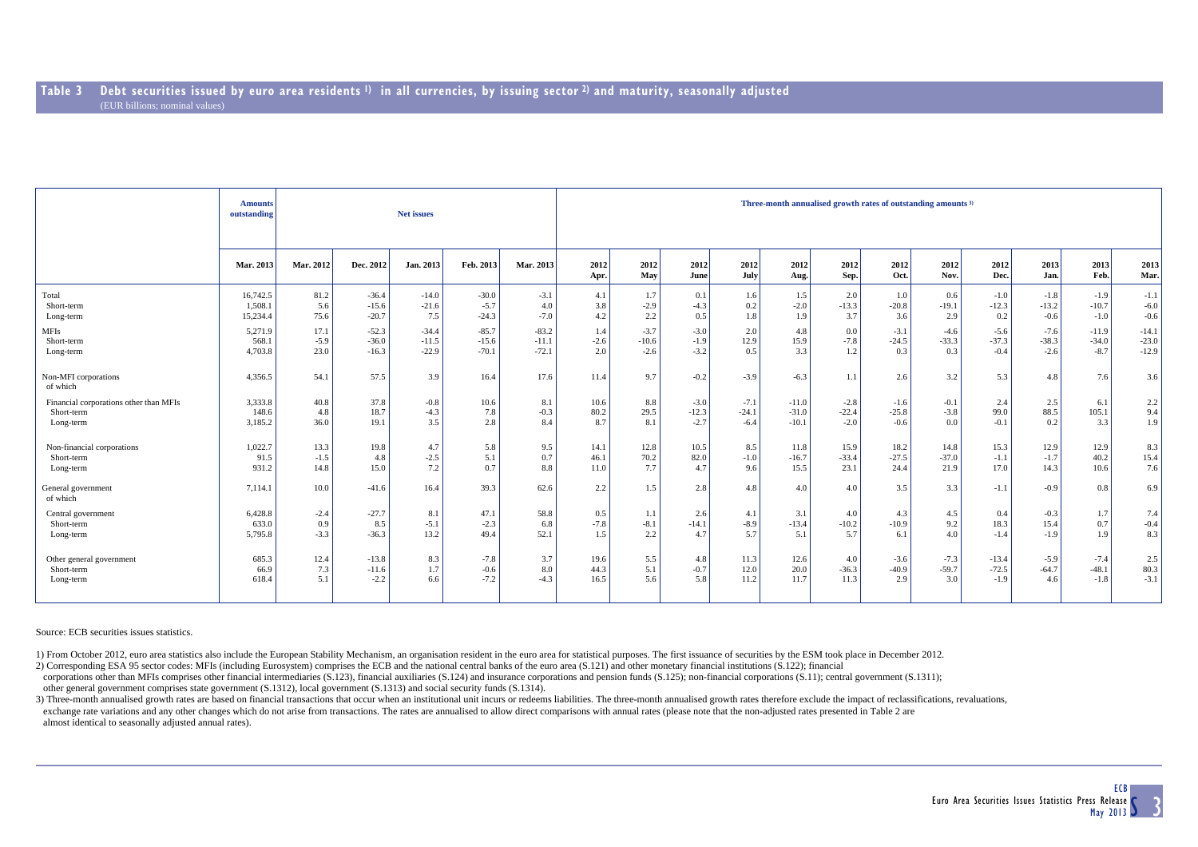## Table 3 Debt securities issued by euro area residents [1] in all currencies, by issuing sector [2] and maturity, seasonally adjusted

(EUR billions; nominal values)

| | Amounts outstanding | Net issues | | | | | Three-month annualised growth rates of outstanding amounts [3] | | | | | | | | | | | |
|---|---|---|---|---|---|---|---|---|---|---|---|---|---|---|---|---|---|---|
| | Mar. 2013 | Mar. 2012 | Dec. 2012 | Jan. 2013 | Feb. 2013 | Mar. 2013 | 2012 Apr. | 2012 May | 2012 June | 2012 July | 2012 Aug. | 2012 Sep. | 2012 Oct. | 2012 Nov. | 2012 Dec. | 2013 Jan. | 2013 Feb. | 2013 Mar. |
| Total | 16,742.5 | 81.2 | -36.4 | -14.0 | -30.0 | -3.1 | 4.1 | 1.7 | 0.1 | 1.6 | 1.5 | 2.0 | 1.0 | 0.6 | -1.0 | -1.8 | -1.9 | -1.1 |
| Short-term | 1,508.1 | 5.6 | -15.6 | -21.6 | -5.7 | 4.0 | 3.8 | -2.9 | -4.3 | 0.2 | -2.0 | -13.3 | -20.8 | -19.1 | -12.3 | -13.2 | -10.7 | -6.0 |
| Long-term | 15,234.4 | 75.6 | -20.7 | 7.5 | -24.3 | -7.0 | 4.2 | 2.2 | 0.5 | 1.8 | 1.9 | 3.7 | 3.6 | 2.9 | 0.2 | -0.6 | -1.0 | -0.6 |
| MFIs | 5,271.9 | 17.1 | -52.3 | -34.4 | -85.7 | -83.2 | 1.4 | -3.7 | -3.0 | 2.0 | 4.8 | 0.0 | -3.1 | -4.6 | -5.6 | -7.6 | -11.9 | -14.1 |
| Short-term | 568.1 | -5.9 | -36.0 | -11.5 | -15.6 | -11.1 | -2.6 | -10.6 | -1.9 | 12.9 | 15.9 | -7.8 | -24.5 | -33.3 | -37.3 | -38.3 | -34.0 | -23.0 |
| Long-term | 4,703.8 | 23.0 | -16.3 | -22.9 | -70.1 | -72.1 | 2.0 | -2.6 | -3.2 | 0.5 | 3.3 | 1.2 | 0.3 | 0.3 | -0.4 | -2.6 | -8.7 | -12.9 |
| Non-MFI corporations of which | 4,356.5 | 54.1 | 57.5 | 3.9 | 16.4 | 17.6 | 11.4 | 9.7 | -0.2 | -3.9 | -6.3 | 1.1 | 2.6 | 3.2 | 5.3 | 4.8 | 7.6 | 3.6 |
| Financial corporations other than MFIs | 3,333.8 | 40.8 | 37.8 | -0.8 | 10.6 | 8.1 | 10.6 | 8.8 | -3.0 | -7.1 | -11.0 | -2.8 | -1.6 | -0.1 | 2.4 | 2.5 | 6.1 | 2.2 |
| Short-term | 148.6 | 4.8 | 18.7 | -4.3 | 7.8 | -0.3 | 80.2 | 29.5 | -12.3 | -24.1 | -31.0 | -22.4 | -25.8 | -3.8 | 99.0 | 88.5 | 105.1 | 9.4 |
| Long-term | 3,185.2 | 36.0 | 19.1 | 3.5 | 2.8 | 8.4 | 8.7 | 8.1 | -2.7 | -6.4 | -10.1 | -2.0 | -0.6 | 0.0 | -0.1 | 0.2 | 3.3 | 1.9 |
| Non-financial corporations | 1,022.7 | 13.3 | 19.8 | 4.7 | 5.8 | 9.5 | 14.1 | 12.8 | 10.5 | 8.5 | 11.8 | 15.9 | 18.2 | 14.8 | 15.3 | 12.9 | 12.9 | 8.3 |
| Short-term | 91.5 | -1.5 | 4.8 | -2.5 | 5.1 | 0.7 | 46.1 | 70.2 | 82.0 | -1.0 | -16.7 | -33.4 | -27.5 | -37.0 | -1.1 | -1.7 | 40.2 | 15.4 |
| Long-term | 931.2 | 14.8 | 15.0 | 7.2 | 0.7 | 8.8 | 11.0 | 7.7 | 4.7 | 9.6 | 15.5 | 23.1 | 24.4 | 21.9 | 17.0 | 14.3 | 10.6 | 7.6 |
| General government of which | 7,114.1 | 10.0 | -41.6 | 16.4 | 39.3 | 62.6 | 2.2 | 1.5 | 2.8 | 4.8 | 4.0 | 4.0 | 3.5 | 3.3 | -1.1 | -0.9 | 0.8 | 6.9 |
| Central government | 6,428.8 | -2.4 | -27.7 | 8.1 | 47.1 | 58.8 | 0.5 | 1.1 | 2.6 | 4.1 | 3.1 | 4.0 | 4.3 | 4.5 | 0.4 | -0.3 | 1.7 | 7.4 |
| Short-term | 633.0 | 0.9 | 8.5 | -5.1 | -2.3 | 6.8 | -7.8 | -8.1 | -14.1 | -8.9 | -13.4 | -10.2 | -10.9 | 9.2 | 18.3 | 15.4 | 0.7 | -0.4 |
| Long-term | 5,795.8 | -3.3 | -36.3 | 13.2 | 49.4 | 52.1 | 1.5 | 2.2 | 4.7 | 5.7 | 5.1 | 5.7 | 6.1 | 4.0 | -1.4 | -1.9 | 1.9 | 8.3 |
| Other general government | 685.3 | 12.4 | -13.8 | 8.3 | -7.8 | 3.7 | 19.6 | 5.5 | 4.8 | 11.3 | 12.6 | 4.0 | -3.6 | -7.3 | -13.4 | -5.9 | -7.4 | 2.5 |
| Short-term | 66.9 | 7.3 | -11.6 | 1.7 | -0.6 | 8.0 | 44.3 | 5.1 | -0.7 | 12.0 | 20.0 | -36.3 | -40.9 | -59.7 | -72.5 | -64.7 | -48.1 | 80.3 |
| Long-term | 618.4 | 5.1 | -2.2 | 6.6 | -7.2 | -4.3 | 16.5 | 5.6 | 5.8 | 11.2 | 11.7 | 11.3 | 2.9 | 3.0 | -1.9 | 4.6 | -1.8 | -3.1 |

Source: ECB securities issues statistics.

1) From October 2012, euro area statistics also include the European Stability Mechanism, an organisation resident in the euro area for statistical purposes. The first issuance of securities by the ESM took place in December 2012.
2) Corresponding ESA 95 sector codes: MFIs (including Eurosystem) comprises the ECB and the national central banks of the euro area (S.121) and other monetary financial institutions (S.122); financial corporations other than MFIs comprises other financial intermediaries (S.123), financial auxiliaries (S.124) and insurance corporations and pension funds (S.125); non-financial corporations (S.11); central government (S.1311); other general government comprises state government (S.1312), local government (S.1313) and social security funds (S.1314).
3) Three-month annualised growth rates are based on financial transactions that occur when an institutional unit incurs or redeems liabilities. The three-month annualised growth rates therefore exclude the impact of reclassifications, revaluations, exchange rate variations and any other changes which do not arise from transactions. The rates are annualised to allow direct comparisons with annual rates (please note that the non-adjusted rates presented in Table 2 are almost identical to seasonally adjusted annual rates).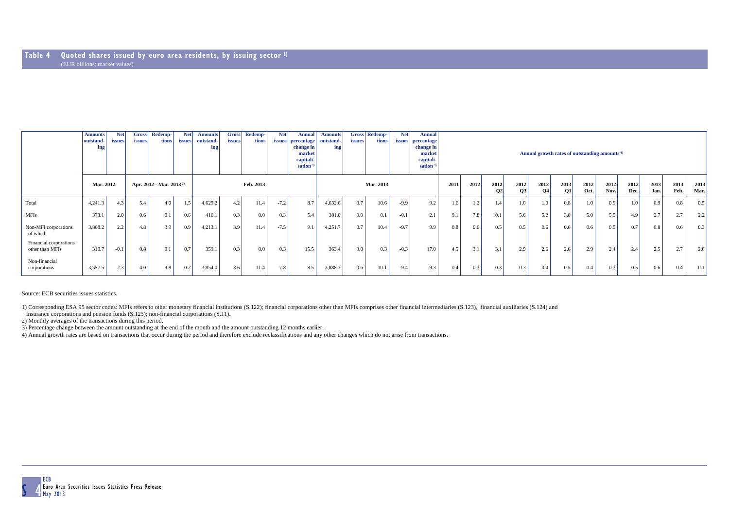## Table 4 Quoted shares issued by euro area residents, by issuing sector [1]

(EUR billions; market values)

| | Amounts outstanding | Net issues | Gross issues | Redemptions | Net issues | Amounts outstanding | Gross issues | Redemptions | Net issues | Annual percentage change in market capitalisation [3] | Amounts outstanding | Gross issues | Redemptions | Net issues | Annual percentage change in market capitalisation [3] | Annual growth rates of outstanding amounts [4] | | | | | | | | | | | |
|---|---|---|---|---|---|---|---|---|---|---|---|---|---|---|---|---|---|---|---|---|---|---|---|---|---|---|---|
| | Mar. 2012 | | Apr. 2012 - Mar. 2013 [2] | | | Feb. 2013 | | | | | Mar. 2013 | | | | | 2011 | 2012 | 2012 Q2 | 2012 Q3 | 2012 Q4 | 2013 Q1 | 2012 Oct. | 2012 Nov. | 2012 Dec. | 2013 Jan. | 2013 Feb. | 2013 Mar. |
| Total | 4,241.3 | 4.3 | 5.4 | 4.0 | 1.5 | 4,629.2 | 4.2 | 11.4 | -7.2 | 8.7 | 4,632.6 | 0.7 | 10.6 | -9.9 | 9.2 | 1.6 | 1.2 | 1.4 | 1.0 | 1.0 | 0.8 | 1.0 | 0.9 | 1.0 | 0.9 | 0.8 | 0.5 |
| MFIs | 373.1 | 2.0 | 0.6 | 0.1 | 0.6 | 416.1 | 0.3 | 0.0 | 0.3 | 5.4 | 381.0 | 0.0 | 0.1 | -0.1 | 2.1 | 9.1 | 7.8 | 10.1 | 5.6 | 5.2 | 3.0 | 5.0 | 5.5 | 4.9 | 2.7 | 2.7 | 2.2 |
| Non-MFI corporations of which | 3,868.2 | 2.2 | 4.8 | 3.9 | 0.9 | 4,213.1 | 3.9 | 11.4 | -7.5 | 9.1 | 4,251.7 | 0.7 | 10.4 | -9.7 | 9.9 | 0.8 | 0.6 | 0.5 | 0.5 | 0.6 | 0.6 | 0.6 | 0.5 | 0.7 | 0.8 | 0.6 | 0.3 |
| Financial corporations other than MFIs | 310.7 | -0.1 | 0.8 | 0.1 | 0.7 | 359.1 | 0.3 | 0.0 | 0.3 | 15.5 | 363.4 | 0.0 | 0.3 | -0.3 | 17.0 | 4.5 | 3.1 | 3.1 | 2.9 | 2.6 | 2.6 | 2.9 | 2.4 | 2.4 | 2.5 | 2.7 | 2.6 |
| Non-financial corporations | 3,557.5 | 2.3 | 4.0 | 3.8 | 0.2 | 3,854.0 | 3.6 | 11.4 | -7.8 | 8.5 | 3,888.3 | 0.6 | 10.1 | -9.4 | 9.3 | 0.4 | 0.3 | 0.3 | 0.3 | 0.4 | 0.5 | 0.4 | 0.3 | 0.5 | 0.6 | 0.4 | 0.1 |

Source: ECB securities issues statistics.

1) Corresponding ESA 95 sector codes: MFIs refers to other monetary financial institutions (S.122); financial corporations other than MFIs comprises other financial intermediaries (S.123), financial auxiliaries (S.124) and insurance corporations and pension funds (S.125); non-financial corporations (S.11).
2) Monthly averages of the transactions during this period.
3) Percentage change between the amount outstanding at the end of the month and the amount outstanding 12 months earlier.
4) Annual growth rates are based on transactions that occur during the period and therefore exclude reclassifications and any other changes which do not arise from transactions.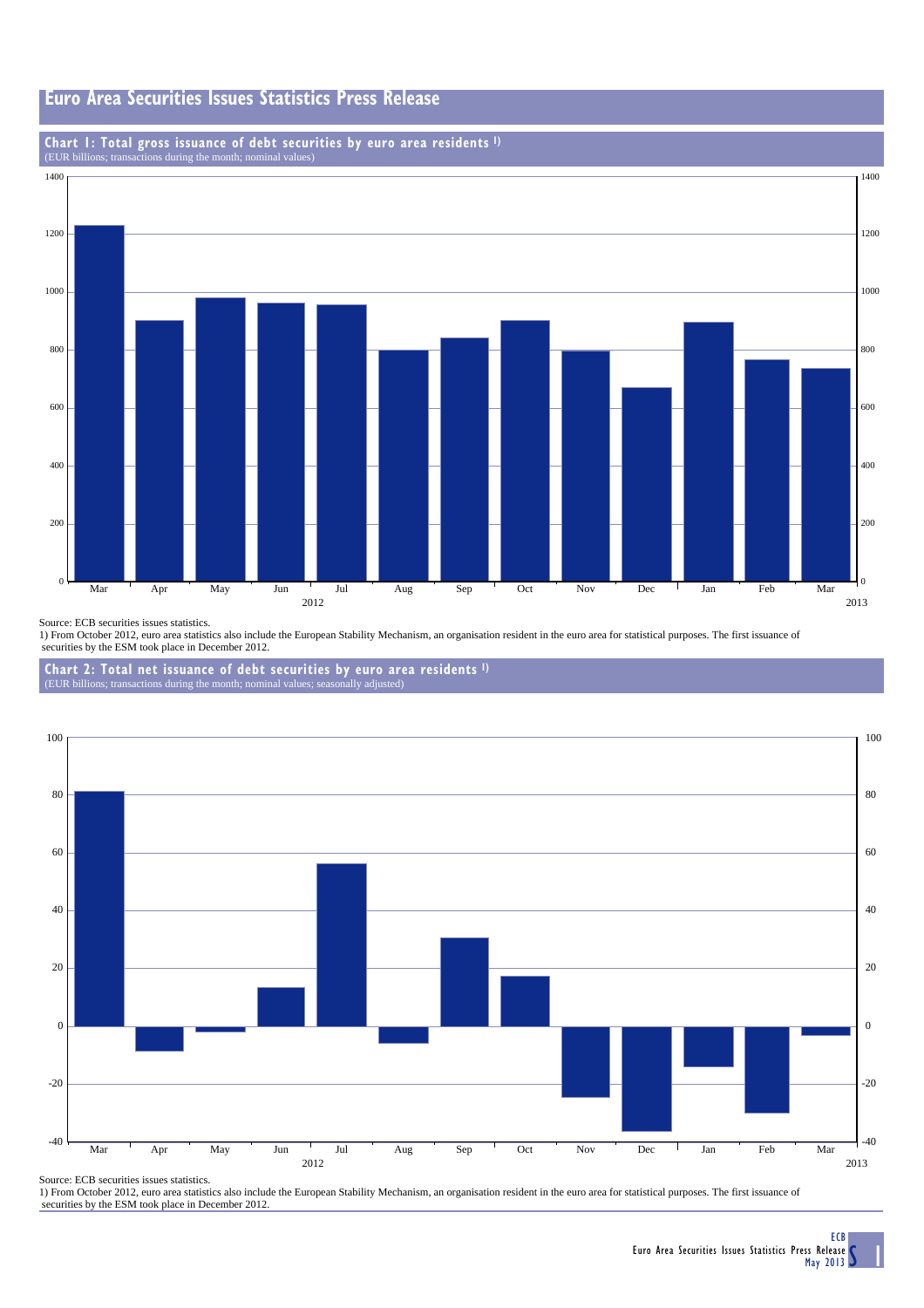# Euro Area Securities Issues Statistics Press Release

## Chart 1: Total gross issuance of debt securities by euro area residents [1]

(EUR billions; transactions during the month; nominal values)

Source: ECB securities issues statistics.
1) From October 2012, euro area statistics also include the European Stability Mechanism, an organisation resident in the euro area for statistical purposes. The first issuance of securities by the ESM took place in December 2012.

## Chart 2: Total net issuance of debt securities by euro area residents [1]

(EUR billions; transactions during the month; nominal values; seasonally adjusted)

Source: ECB securities issues statistics.
1) From October 2012, euro area statistics also include the European Stability Mechanism, an organisation resident in the euro area for statistical purposes. The first issuance of securities by the ESM took place in December 2012.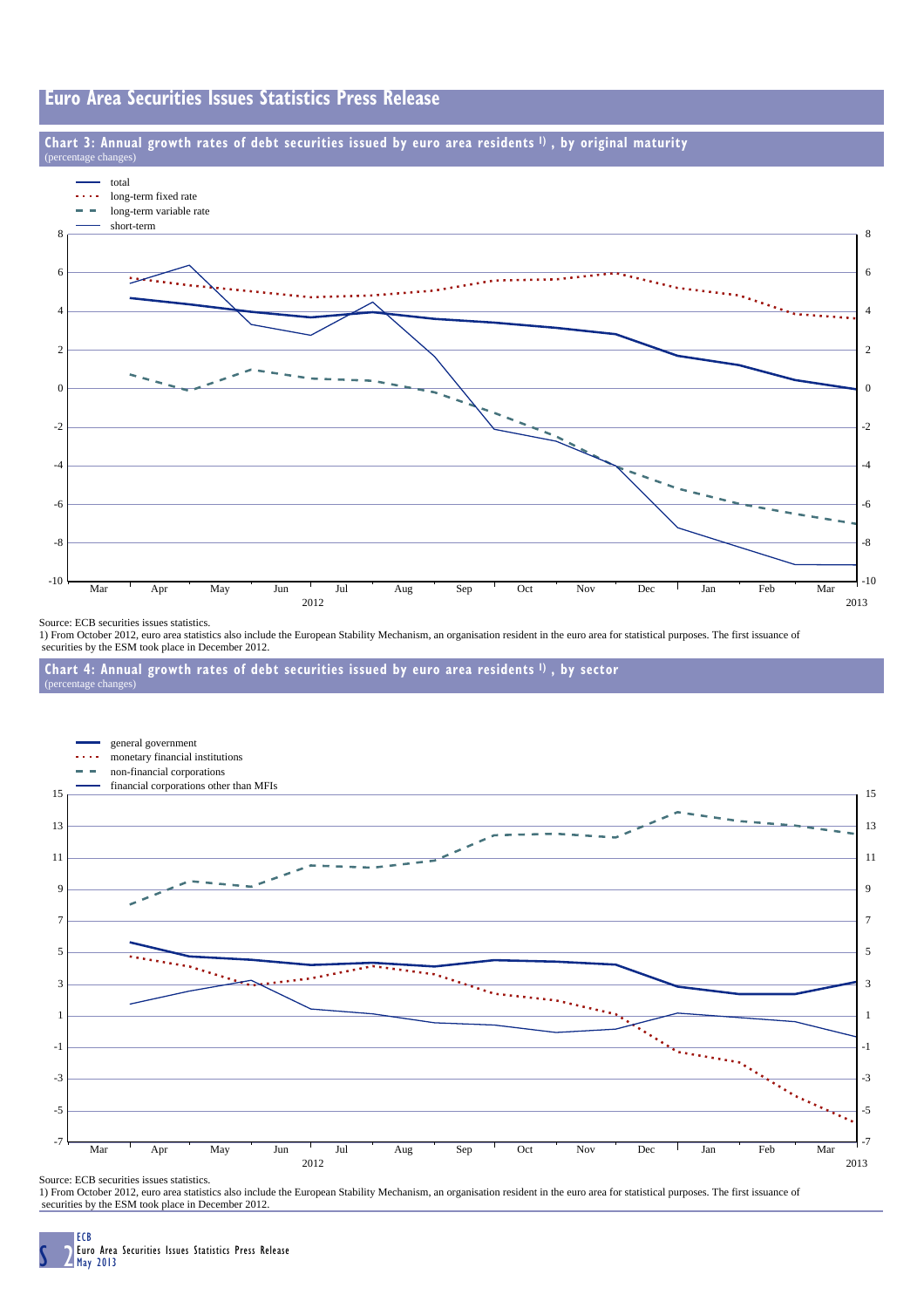# Euro Area Securities Issues Statistics Press Release

## Chart 3: Annual growth rates of debt securities issued by euro area residents [1], by original maturity

(percentage changes)

- total
- long-term fixed rate
- long-term variable rate
- short-term

Source: ECB securities issues statistics.

1) From October 2012, euro area statistics also include the European Stability Mechanism, an organisation resident in the euro area for statistical purposes. The first issuance of securities by the ESM took place in December 2012.

## Chart 4: Annual growth rates of debt securities issued by euro area residents [1], by sector

(percentage changes)

- general government
- monetary financial institutions
- non-financial corporations
- financial corporations other than MFIs

Source: ECB securities issues statistics.

1) From October 2012, euro area statistics also include the European Stability Mechanism, an organisation resident in the euro area for statistical purposes. The first issuance of securities by the ESM took place in December 2012.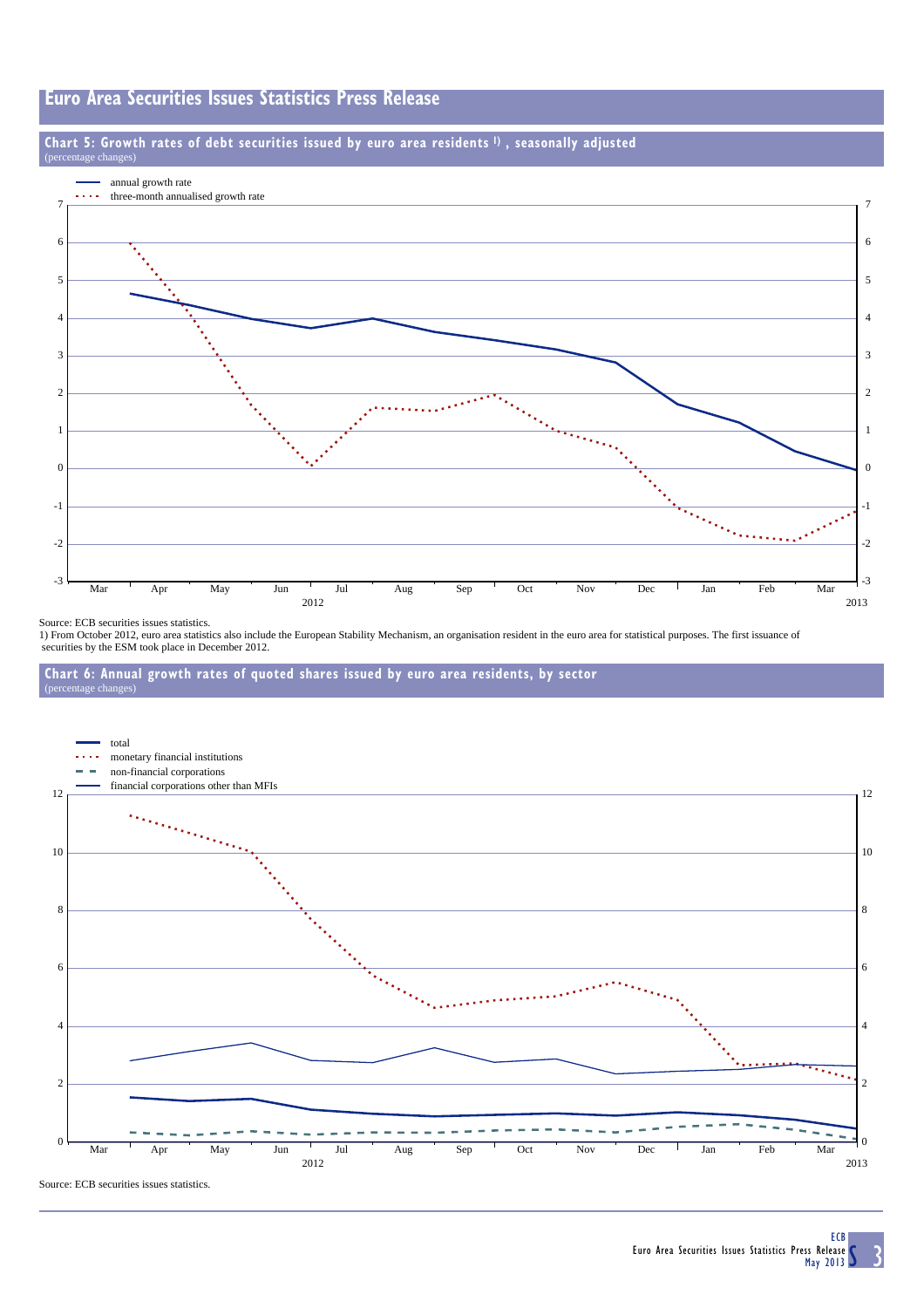# Euro Area Securities Issues Statistics Press Release

## Chart 5: Growth rates of debt securities issued by euro area residents [1], seasonally adjusted

(percentage changes)

annual growth rate
three-month annualised growth rate

7
6
5
4
3
2
1
0
-1
-2
-3

Mar Apr May Jun Jul Aug Sep Oct Nov Dec Jan Feb Mar
2012 2013

Source: ECB securities issues statistics.

1) From October 2012, euro area statistics also include the European Stability Mechanism, an organisation resident in the euro area for statistical purposes. The first issuance of securities by the ESM took place in December 2012.

## Chart 6: Annual growth rates of quoted shares issued by euro area residents, by sector

(percentage changes)

total
monetary financial institutions
non-financial corporations
financial corporations other than MFIs

12
10
8
6
4
2
0

Mar Apr May Jun Jul Aug Sep Oct Nov Dec Jan Feb Mar
2012 2013

Source: ECB securities issues statistics.